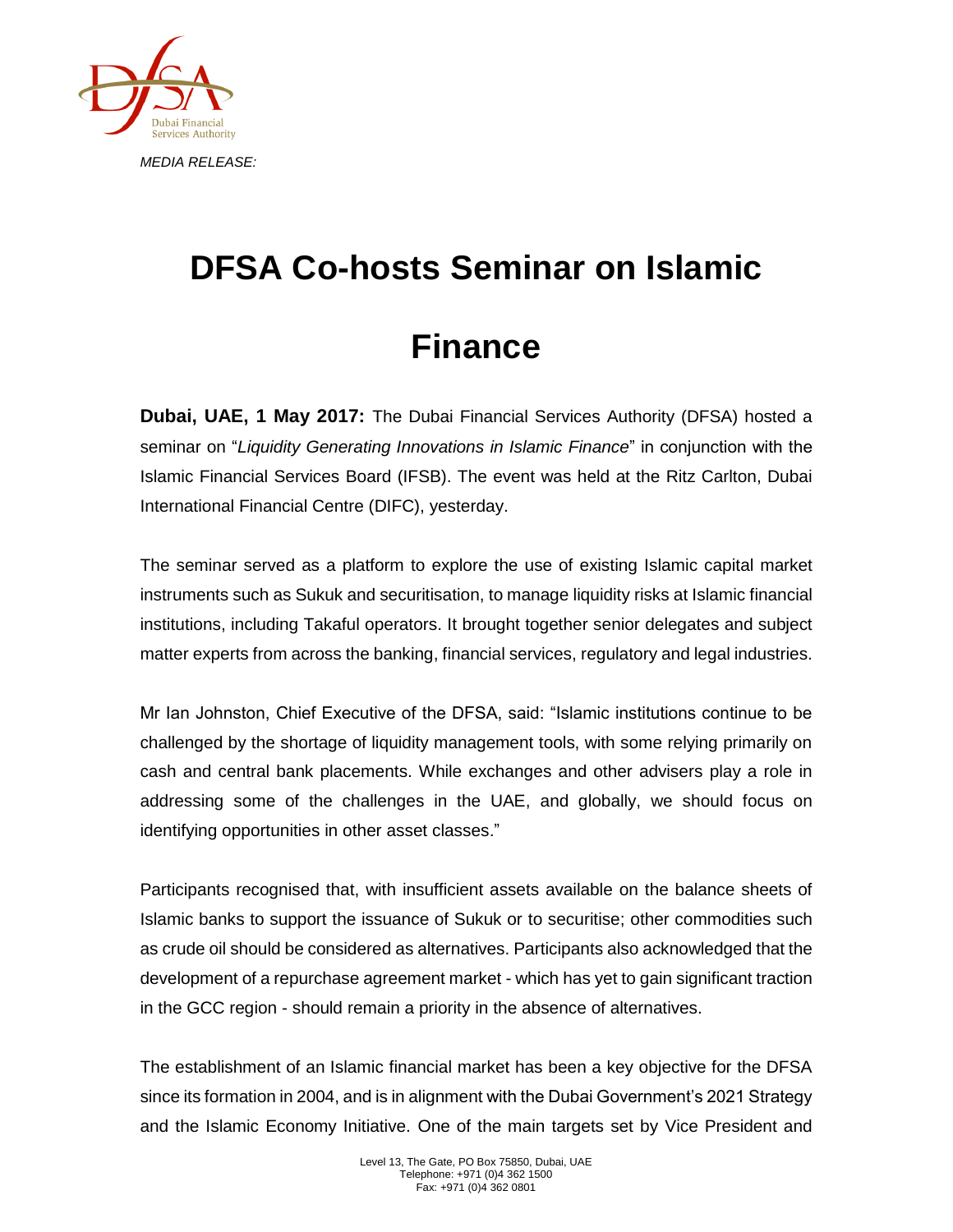*MEDIA RELEASE:*

# DFSA Co-hosts Seminar on Islamic Finance

**Dubai, UAE, 1 May 2017:** The Dubai Financial Services Authority (DFSA) hosted a seminar on "*Liquidity Generating Innovations in Islamic Finance*" in conjunction with the Islamic Financial Services Board (IFSB). The event was held at the Ritz Carlton, Dubai International Financial Centre (DIFC), yesterday.

The seminar served as a platform to explore the use of existing Islamic capital market instruments such as Sukuk and securitisation, to manage liquidity risks at Islamic financial institutions, including Takaful operators. It brought together senior delegates and subject matter experts from across the banking, financial services, regulatory and legal industries.

Mr Ian Johnston, Chief Executive of the DFSA, said: "Islamic institutions continue to be challenged by the shortage of liquidity management tools, with some relying primarily on cash and central bank placements. While exchanges and other advisers play a role in addressing some of the challenges in the UAE, and globally, we should focus on identifying opportunities in other asset classes."

Participants recognised that, with insufficient assets available on the balance sheets of Islamic banks to support the issuance of Sukuk or to securitise; other commodities such as crude oil should be considered as alternatives. Participants also acknowledged that the development of a repurchase agreement market - which has yet to gain significant traction in the GCC region - should remain a priority in the absence of alternatives.

The establishment of an Islamic financial market has been a key objective for the DFSA since its formation in 2004, and is in alignment with the Dubai Government's 2021 Strategy and the Islamic Economy Initiative. One of the main targets set by Vice President and

Level 13, The Gate, PO Box 75850, Dubai, UAE
Telephone: +971 (0)4 362 1500
Fax: +971 (0)4 362 0801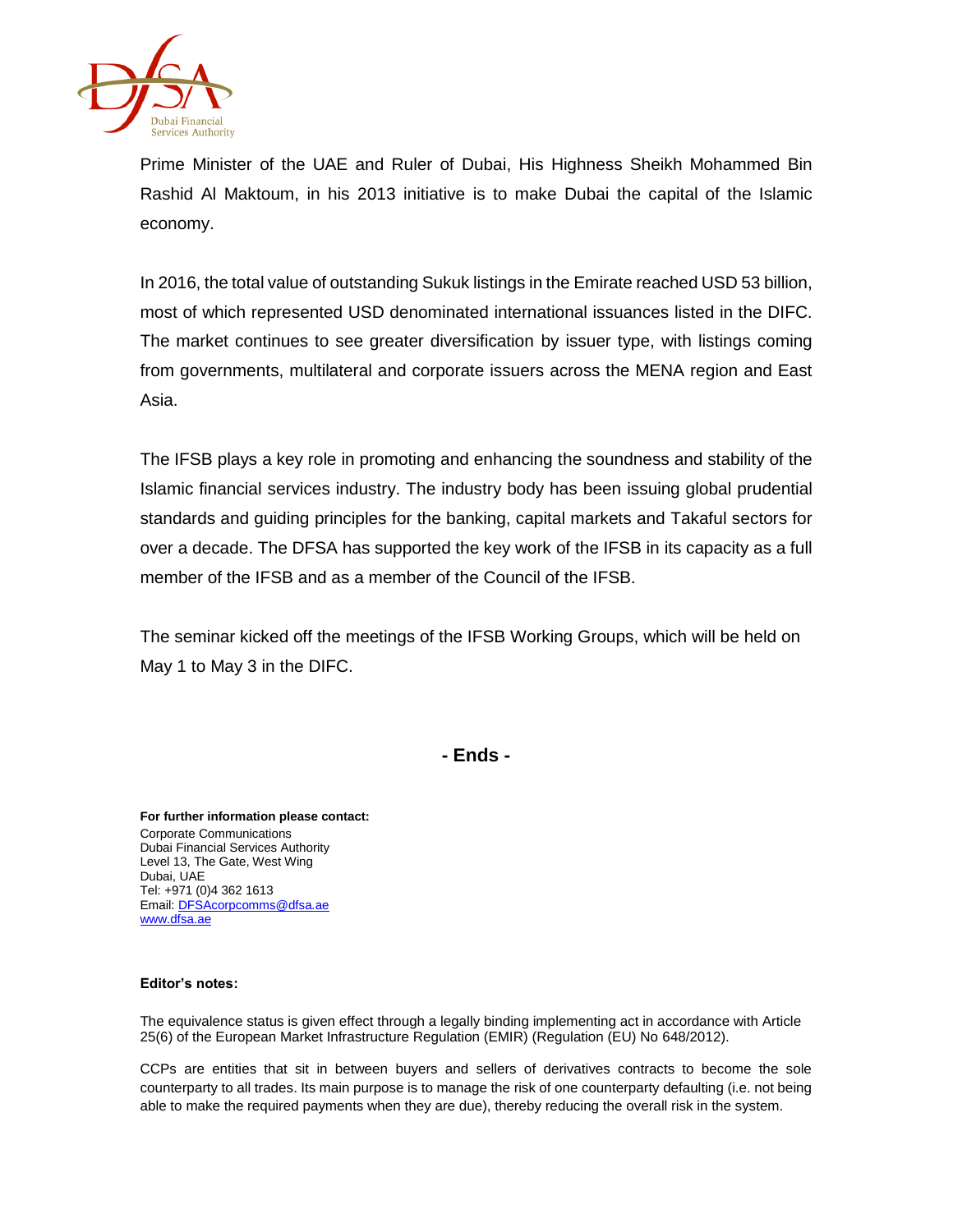Prime Minister of the UAE and Ruler of Dubai, His Highness Sheikh Mohammed Bin Rashid Al Maktoum, in his 2013 initiative is to make Dubai the capital of the Islamic economy.

In 2016, the total value of outstanding Sukuk listings in the Emirate reached USD 53 billion, most of which represented USD denominated international issuances listed in the DIFC. The market continues to see greater diversification by issuer type, with listings coming from governments, multilateral and corporate issuers across the MENA region and East Asia.

The IFSB plays a key role in promoting and enhancing the soundness and stability of the Islamic financial services industry. The industry body has been issuing global prudential standards and guiding principles for the banking, capital markets and Takaful sectors for over a decade. The DFSA has supported the key work of the IFSB in its capacity as a full member of the IFSB and as a member of the Council of the IFSB.

The seminar kicked off the meetings of the IFSB Working Groups, which will be held on May 1 to May 3 in the DIFC.

**- Ends -**

**For further information please contact:**
Corporate Communications
Dubai Financial Services Authority
Level 13, The Gate, West Wing
Dubai, UAE
Tel: +971 (0)4 362 1613
Email: DFSAcorpcomms@dfsa.ae
www.dfsa.ae

**Editor's notes:**

The equivalence status is given effect through a legally binding implementing act in accordance with Article 25(6) of the European Market Infrastructure Regulation (EMIR) (Regulation (EU) No 648/2012).

CCPs are entities that sit in between buyers and sellers of derivatives contracts to become the sole counterparty to all trades. Its main purpose is to manage the risk of one counterparty defaulting (i.e. not being able to make the required payments when they are due), thereby reducing the overall risk in the system.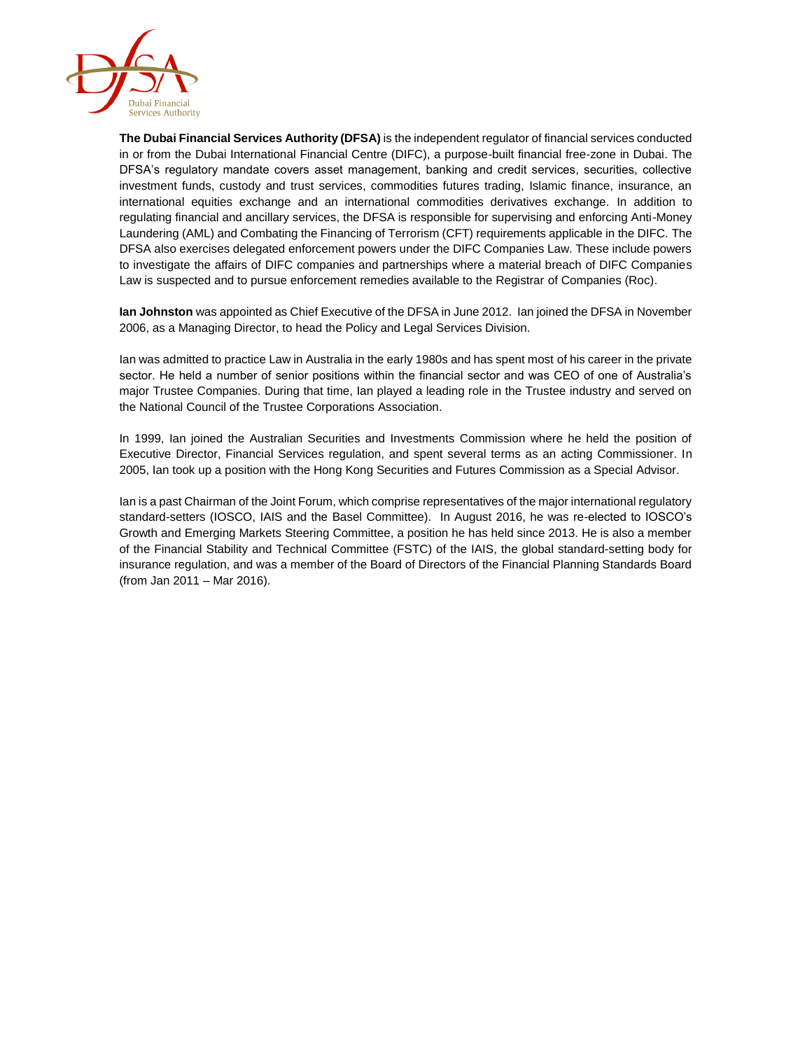**The Dubai Financial Services Authority (DFSA)** is the independent regulator of financial services conducted in or from the Dubai International Financial Centre (DIFC), a purpose-built financial free-zone in Dubai. The DFSA's regulatory mandate covers asset management, banking and credit services, securities, collective investment funds, custody and trust services, commodities futures trading, Islamic finance, insurance, an international equities exchange and an international commodities derivatives exchange. In addition to regulating financial and ancillary services, the DFSA is responsible for supervising and enforcing Anti-Money Laundering (AML) and Combating the Financing of Terrorism (CFT) requirements applicable in the DIFC. The DFSA also exercises delegated enforcement powers under the DIFC Companies Law. These include powers to investigate the affairs of DIFC companies and partnerships where a material breach of DIFC Companies Law is suspected and to pursue enforcement remedies available to the Registrar of Companies (Roc).

**Ian Johnston** was appointed as Chief Executive of the DFSA in June 2012. Ian joined the DFSA in November 2006, as a Managing Director, to head the Policy and Legal Services Division.

Ian was admitted to practice Law in Australia in the early 1980s and has spent most of his career in the private sector. He held a number of senior positions within the financial sector and was CEO of one of Australia's major Trustee Companies. During that time, Ian played a leading role in the Trustee industry and served on the National Council of the Trustee Corporations Association.

In 1999, Ian joined the Australian Securities and Investments Commission where he held the position of Executive Director, Financial Services regulation, and spent several terms as an acting Commissioner. In 2005, Ian took up a position with the Hong Kong Securities and Futures Commission as a Special Advisor.

Ian is a past Chairman of the Joint Forum, which comprise representatives of the major international regulatory standard-setters (IOSCO, IAIS and the Basel Committee). In August 2016, he was re-elected to IOSCO's Growth and Emerging Markets Steering Committee, a position he has held since 2013. He is also a member of the Financial Stability and Technical Committee (FSTC) of the IAIS, the global standard-setting body for insurance regulation, and was a member of the Board of Directors of the Financial Planning Standards Board (from Jan 2011 – Mar 2016).